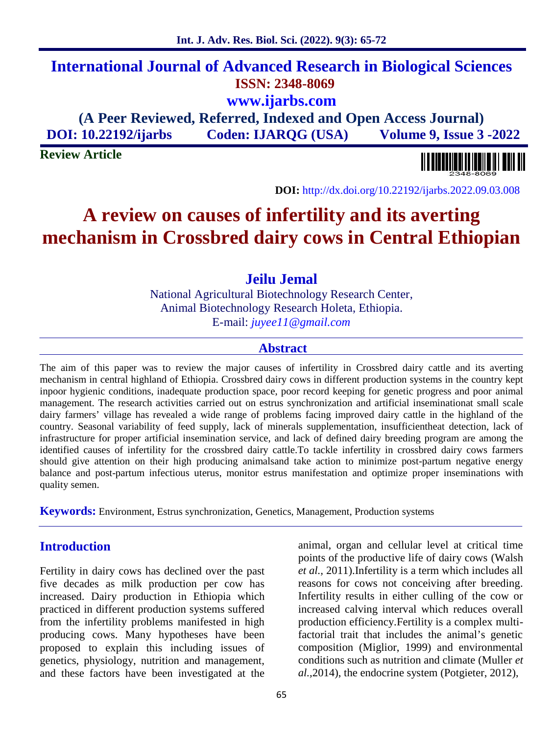# International Journal of Advanced Research in Biological Sciences

**ISSN: 2348-8069**

**www.ijarbs.com**

**(A Peer Reviewed, Referred, Indexed and Open Access Journal)**

**DOI: 10.22192/ijarbs** **Coden: IJARQG (USA)** **Volume 9, Issue 3 -2022**

**Review Article**

**DOI:** http://dx.doi.org/10.22192/ijarbs.2022.09.03.008

# A review on causes of infertility and its averting mechanism in Crossbred dairy cows in Central Ethiopian

**Jeilu Jemal**

National Agricultural Biotechnology Research Center,
Animal Biotechnology Research Holeta, Ethiopia.
E-mail: *juyee11@gmail.com*

## Abstract

The aim of this paper was to review the major causes of infertility in Crossbred dairy cattle and its averting mechanism in central highland of Ethiopia. Crossbred dairy cows in different production systems in the country kept inpoor hygienic conditions, inadequate production space, poor record keeping for genetic progress and poor animal management. The research activities carried out on estrus synchronization and artificial inseminationat small scale dairy farmers' village has revealed a wide range of problems facing improved dairy cattle in the highland of the country. Seasonal variability of feed supply, lack of minerals supplementation, insufficientheat detection, lack of infrastructure for proper artificial insemination service, and lack of defined dairy breeding program are among the identified causes of infertility for the crossbred dairy cattle.To tackle infertility in crossbred dairy cows farmers should give attention on their high producing animalsand take action to minimize post-partum negative energy balance and post-partum infectious uterus, monitor estrus manifestation and optimize proper inseminations with quality semen.

**Keywords:** Environment, Estrus synchronization, Genetics, Management, Production systems

## Introduction

Fertility in dairy cows has declined over the past five decades as milk production per cow has increased. Dairy production in Ethiopia which practiced in different production systems suffered from the infertility problems manifested in high producing cows. Many hypotheses have been proposed to explain this including issues of genetics, physiology, nutrition and management, and these factors have been investigated at the animal, organ and cellular level at critical time points of the productive life of dairy cows (Walsh *et al.,* 2011).Infertility is a term which includes all reasons for cows not conceiving after breeding. Infertility results in either culling of the cow or increased calving interval which reduces overall production efficiency.Fertility is a complex multi-factorial trait that includes the animal's genetic composition (Miglior, 1999) and environmental conditions such as nutrition and climate (Muller *et al.,*2014), the endocrine system (Potgieter, 2012),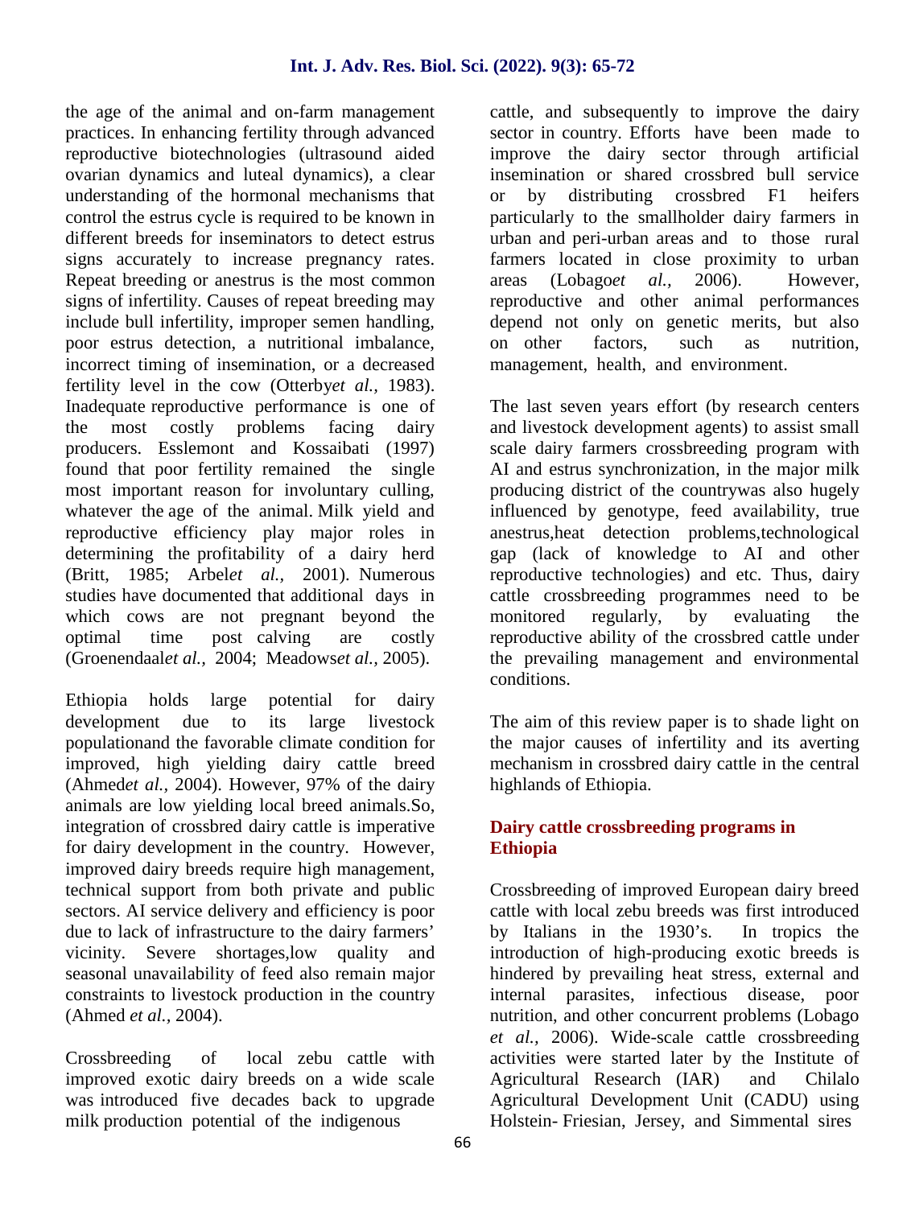the age of the animal and on-farm management practices. In enhancing fertility through advanced reproductive biotechnologies (ultrasound aided ovarian dynamics and luteal dynamics), a clear understanding of the hormonal mechanisms that control the estrus cycle is required to be known in different breeds for inseminators to detect estrus signs accurately to increase pregnancy rates. Repeat breeding or anestrus is the most common signs of infertility. Causes of repeat breeding may include bull infertility, improper semen handling, poor estrus detection, a nutritional imbalance, incorrect timing of insemination, or a decreased fertility level in the cow (Otterby*et al.,* 1983). Inadequate reproductive performance is one of the most costly problems facing dairy producers. Esslemont and Kossaibati (1997) found that poor fertility remained the single most important reason for involuntary culling, whatever the age of the animal. Milk yield and reproductive efficiency play major roles in determining the profitability of a dairy herd (Britt, 1985; Arbel*et al.,* 2001). Numerous studies have documented that additional days in which cows are not pregnant beyond the optimal time post calving are costly (Groenendaal*et al.,* 2004; Meadows*et al.,* 2005).

Ethiopia holds large potential for dairy development due to its large livestock populationand the favorable climate condition for improved, high yielding dairy cattle breed (Ahmed*et al.,* 2004). However, 97% of the dairy animals are low yielding local breed animals.So, integration of crossbred dairy cattle is imperative for dairy development in the country. However, improved dairy breeds require high management, technical support from both private and public sectors. AI service delivery and efficiency is poor due to lack of infrastructure to the dairy farmers' vicinity. Severe shortages,low quality and seasonal unavailability of feed also remain major constraints to livestock production in the country (Ahmed *et al.,* 2004).

Crossbreeding of local zebu cattle with improved exotic dairy breeds on a wide scale was introduced five decades back to upgrade milk production potential of the indigenous cattle, and subsequently to improve the dairy sector in country. Efforts have been made to improve the dairy sector through artificial insemination or shared crossbred bull service or by distributing crossbred F1 heifers particularly to the smallholder dairy farmers in urban and peri-urban areas and to those rural farmers located in close proximity to urban areas (Lobago*et al.,* 2006). However, reproductive and other animal performances depend not only on genetic merits, but also on other factors, such as nutrition, management, health, and environment.

The last seven years effort (by research centers and livestock development agents) to assist small scale dairy farmers crossbreeding program with AI and estrus synchronization, in the major milk producing district of the countrywas also hugely influenced by genotype, feed availability, true anestrus,heat detection problems,technological gap (lack of knowledge to AI and other reproductive technologies) and etc. Thus, dairy cattle crossbreeding programmes need to be monitored regularly, by evaluating the reproductive ability of the crossbred cattle under the prevailing management and environmental conditions.

The aim of this review paper is to shade light on the major causes of infertility and its averting mechanism in crossbred dairy cattle in the central highlands of Ethiopia.

## Dairy cattle crossbreeding programs in Ethiopia

Crossbreeding of improved European dairy breed cattle with local zebu breeds was first introduced by Italians in the 1930's. In tropics the introduction of high-producing exotic breeds is hindered by prevailing heat stress, external and internal parasites, infectious disease, poor nutrition, and other concurrent problems (Lobago *et al.,* 2006). Wide-scale cattle crossbreeding activities were started later by the Institute of Agricultural Research (IAR) and Chilalo Agricultural Development Unit (CADU) using Holstein- Friesian, Jersey, and Simmental sires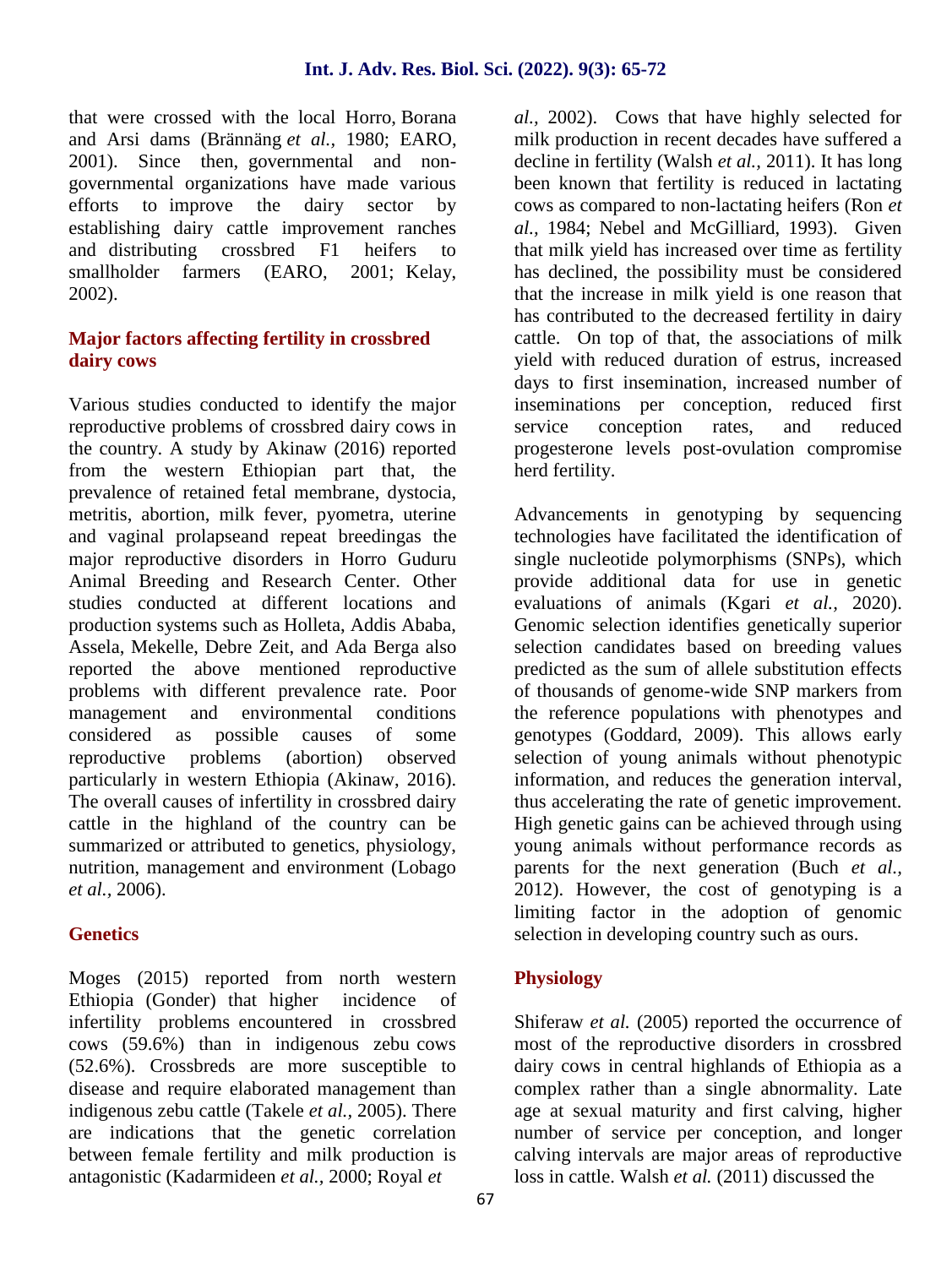that were crossed with the local Horro, Borana and Arsi dams (Brännäng *et al.,* 1980; EARO, 2001). Since then, governmental and non-governmental organizations have made various efforts to improve the dairy sector by establishing dairy cattle improvement ranches and distributing crossbred F1 heifers to smallholder farmers (EARO, 2001; Kelay, 2002).

## Major factors affecting fertility in crossbred dairy cows

Various studies conducted to identify the major reproductive problems of crossbred dairy cows in the country. A study by Akinaw (2016) reported from the western Ethiopian part that, the prevalence of retained fetal membrane, dystocia, metritis, abortion, milk fever, pyometra, uterine and vaginal prolapseand repeat breedingas the major reproductive disorders in Horro Guduru Animal Breeding and Research Center. Other studies conducted at different locations and production systems such as Holleta, Addis Ababa, Assela, Mekelle, Debre Zeit, and Ada Berga also reported the above mentioned reproductive problems with different prevalence rate. Poor management and environmental conditions considered as possible causes of some reproductive problems (abortion) observed particularly in western Ethiopia (Akinaw, 2016). The overall causes of infertility in crossbred dairy cattle in the highland of the country can be summarized or attributed to genetics, physiology, nutrition, management and environment (Lobago *et al.,* 2006).

### Genetics

Moges (2015) reported from north western Ethiopia (Gonder) that higher incidence of infertility problems encountered in crossbred cows (59.6%) than in indigenous zebu cows (52.6%). Crossbreds are more susceptible to disease and require elaborated management than indigenous zebu cattle (Takele *et al.,* 2005). There are indications that the genetic correlation between female fertility and milk production is antagonistic (Kadarmideen *et al.,* 2000; Royal *et al.,* 2002). Cows that have highly selected for milk production in recent decades have suffered a decline in fertility (Walsh *et al.,* 2011). It has long been known that fertility is reduced in lactating cows as compared to non-lactating heifers (Ron *et al.,* 1984; Nebel and McGilliard, 1993). Given that milk yield has increased over time as fertility has declined, the possibility must be considered that the increase in milk yield is one reason that has contributed to the decreased fertility in dairy cattle. On top of that, the associations of milk yield with reduced duration of estrus, increased days to first insemination, increased number of inseminations per conception, reduced first service conception rates, and reduced progesterone levels post-ovulation compromise herd fertility.

Advancements in genotyping by sequencing technologies have facilitated the identification of single nucleotide polymorphisms (SNPs), which provide additional data for use in genetic evaluations of animals (Kgari *et al.,* 2020). Genomic selection identifies genetically superior selection candidates based on breeding values predicted as the sum of allele substitution effects of thousands of genome-wide SNP markers from the reference populations with phenotypes and genotypes (Goddard, 2009). This allows early selection of young animals without phenotypic information, and reduces the generation interval, thus accelerating the rate of genetic improvement. High genetic gains can be achieved through using young animals without performance records as parents for the next generation (Buch *et al.,* 2012). However, the cost of genotyping is a limiting factor in the adoption of genomic selection in developing country such as ours.

### Physiology

Shiferaw *et al.* (2005) reported the occurrence of most of the reproductive disorders in crossbred dairy cows in central highlands of Ethiopia as a complex rather than a single abnormality. Late age at sexual maturity and first calving, higher number of service per conception, and longer calving intervals are major areas of reproductive loss in cattle. Walsh *et al.* (2011) discussed the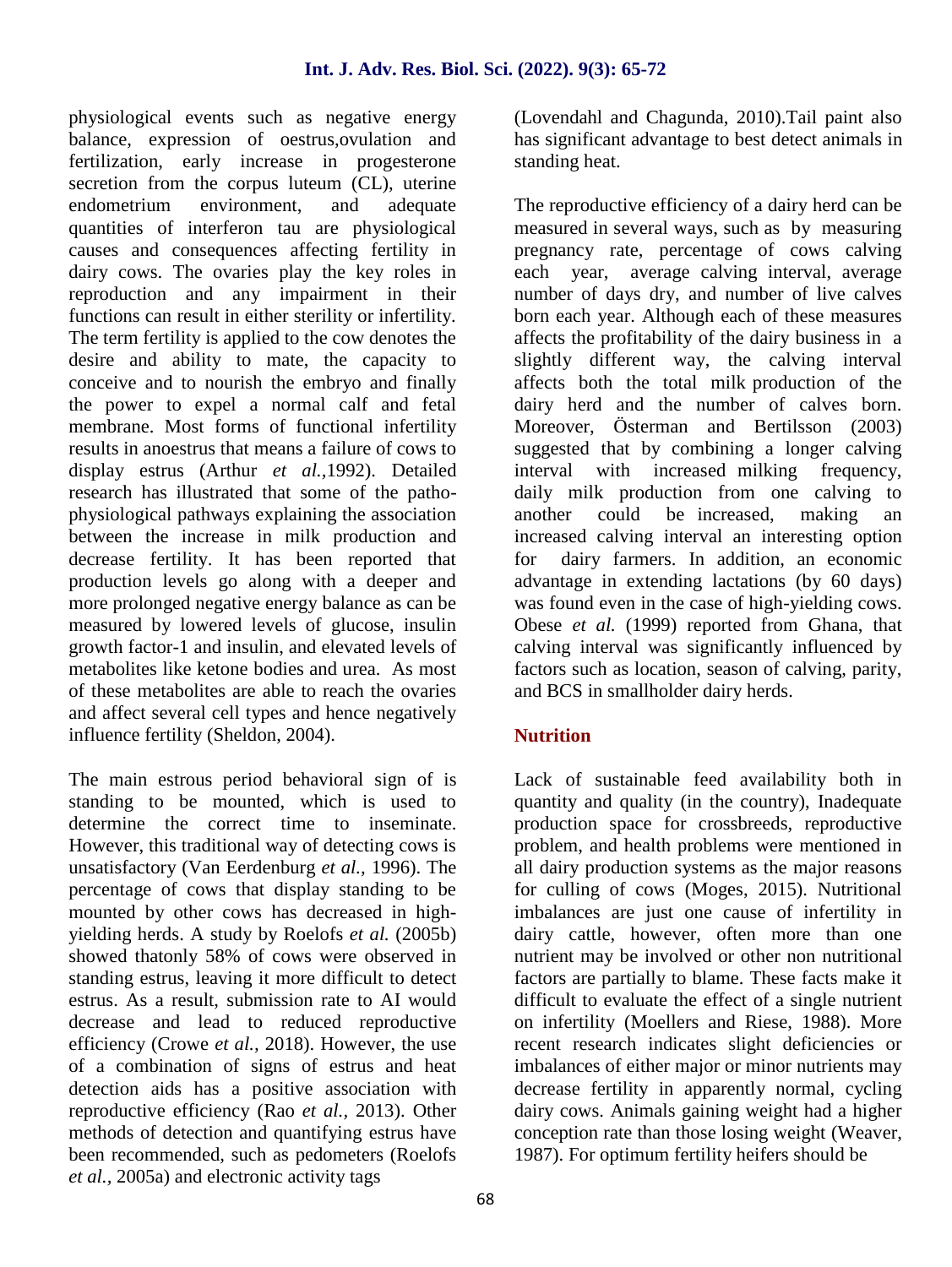physiological events such as negative energy balance, expression of oestrus,ovulation and fertilization, early increase in progesterone secretion from the corpus luteum (CL), uterine endometrium environment, and adequate quantities of interferon tau are physiological causes and consequences affecting fertility in dairy cows. The ovaries play the key roles in reproduction and any impairment in their functions can result in either sterility or infertility. The term fertility is applied to the cow denotes the desire and ability to mate, the capacity to conceive and to nourish the embryo and finally the power to expel a normal calf and fetal membrane. Most forms of functional infertility results in anoestrus that means a failure of cows to display estrus (Arthur *et al.,*1992). Detailed research has illustrated that some of the patho-physiological pathways explaining the association between the increase in milk production and decrease fertility. It has been reported that production levels go along with a deeper and more prolonged negative energy balance as can be measured by lowered levels of glucose, insulin growth factor-1 and insulin, and elevated levels of metabolites like ketone bodies and urea. As most of these metabolites are able to reach the ovaries and affect several cell types and hence negatively influence fertility (Sheldon, 2004).

The main estrous period behavioral sign of is standing to be mounted, which is used to determine the correct time to inseminate. However, this traditional way of detecting cows is unsatisfactory (Van Eerdenburg *et al.,* 1996). The percentage of cows that display standing to be mounted by other cows has decreased in high-yielding herds. A study by Roelofs *et al.* (2005b) showed thatonly 58% of cows were observed in standing estrus, leaving it more difficult to detect estrus. As a result, submission rate to AI would decrease and lead to reduced reproductive efficiency (Crowe *et al.,* 2018). However, the use of a combination of signs of estrus and heat detection aids has a positive association with reproductive efficiency (Rao *et al.,* 2013). Other methods of detection and quantifying estrus have been recommended, such as pedometers (Roelofs *et al.,* 2005a) and electronic activity tags (Lovendahl and Chagunda, 2010).Tail paint also has significant advantage to best detect animals in standing heat.

The reproductive efficiency of a dairy herd can be measured in several ways, such as by measuring pregnancy rate, percentage of cows calving each year, average calving interval, average number of days dry, and number of live calves born each year. Although each of these measures affects the profitability of the dairy business in a slightly different way, the calving interval affects both the total milk production of the dairy herd and the number of calves born. Moreover, Österman and Bertilsson (2003) suggested that by combining a longer calving interval with increased milking frequency, daily milk production from one calving to another could be increased, making an increased calving interval an interesting option for dairy farmers. In addition, an economic advantage in extending lactations (by 60 days) was found even in the case of high-yielding cows. Obese *et al.* (1999) reported from Ghana, that calving interval was significantly influenced by factors such as location, season of calving, parity, and BCS in smallholder dairy herds.

## Nutrition

Lack of sustainable feed availability both in quantity and quality (in the country), Inadequate production space for crossbreeds, reproductive problem, and health problems were mentioned in all dairy production systems as the major reasons for culling of cows (Moges, 2015). Nutritional imbalances are just one cause of infertility in dairy cattle, however, often more than one nutrient may be involved or other non nutritional factors are partially to blame. These facts make it difficult to evaluate the effect of a single nutrient on infertility (Moellers and Riese, 1988). More recent research indicates slight deficiencies or imbalances of either major or minor nutrients may decrease fertility in apparently normal, cycling dairy cows. Animals gaining weight had a higher conception rate than those losing weight (Weaver, 1987). For optimum fertility heifers should be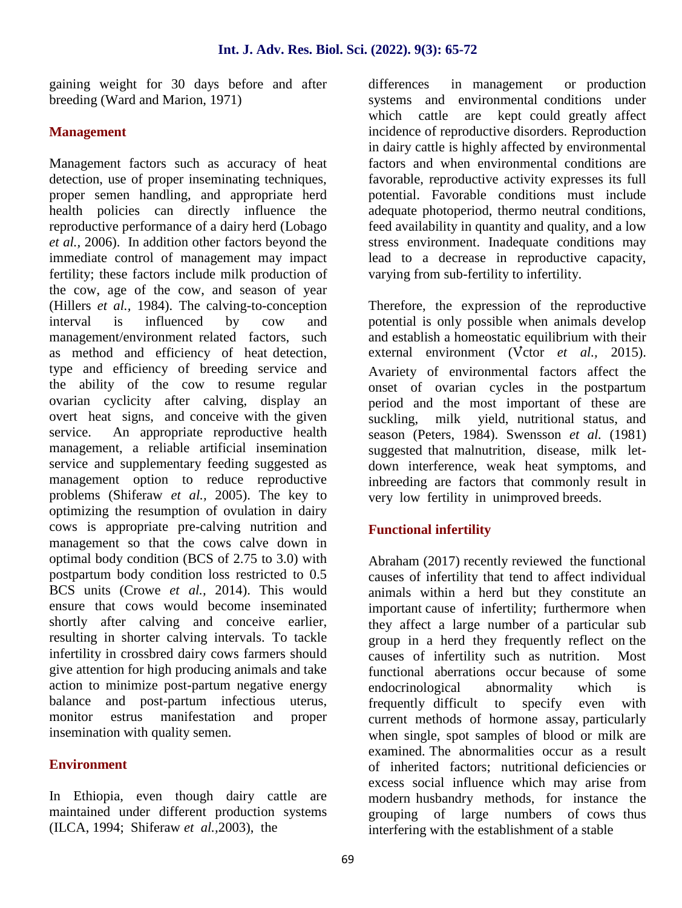gaining weight for 30 days before and after breeding (Ward and Marion, 1971)

## Management

Management factors such as accuracy of heat detection, use of proper inseminating techniques, proper semen handling, and appropriate herd health policies can directly influence the reproductive performance of a dairy herd (Lobago *et al.,* 2006). In addition other factors beyond the immediate control of management may impact fertility; these factors include milk production of the cow, age of the cow, and season of year (Hillers *et al.,* 1984). The calving-to-conception interval is influenced by cow and management/environment related factors, such as method and efficiency of heat detection, type and efficiency of breeding service and the ability of the cow to resume regular ovarian cyclicity after calving, display an overt heat signs, and conceive with the given service. An appropriate reproductive health management, a reliable artificial insemination service and supplementary feeding suggested as management option to reduce reproductive problems (Shiferaw *et al.,* 2005). The key to optimizing the resumption of ovulation in dairy cows is appropriate pre-calving nutrition and management so that the cows calve down in optimal body condition (BCS of 2.75 to 3.0) with postpartum body condition loss restricted to 0.5 BCS units (Crowe *et al.,* 2014). This would ensure that cows would become inseminated shortly after calving and conceive earlier, resulting in shorter calving intervals. To tackle infertility in crossbred dairy cows farmers should give attention for high producing animals and take action to minimize post-partum negative energy balance and post-partum infectious uterus, monitor estrus manifestation and proper insemination with quality semen.

## Environment

In Ethiopia, even though dairy cattle are maintained under different production systems (ILCA, 1994; Shiferaw *et al.,*2003), the differences in management or production systems and environmental conditions under which cattle are kept could greatly affect incidence of reproductive disorders. Reproduction in dairy cattle is highly affected by environmental factors and when environmental conditions are favorable, reproductive activity expresses its full potential. Favorable conditions must include adequate photoperiod, thermo neutral conditions, feed availability in quantity and quality, and a low stress environment. Inadequate conditions may lead to a decrease in reproductive capacity, varying from sub-fertility to infertility.

Therefore, the expression of the reproductive potential is only possible when animals develop and establish a homeostatic equilibrium with their external environment (Vctor *et al.,* 2015). Avariety of environmental factors affect the onset of ovarian cycles in the postpartum period and the most important of these are suckling, milk yield, nutritional status, and season (Peters, 1984). Swensson *et al.* (1981) suggested that malnutrition, disease, milk let-down interference, weak heat symptoms, and inbreeding are factors that commonly result in very low fertility in unimproved breeds.

## Functional infertility

Abraham (2017) recently reviewed the functional causes of infertility that tend to affect individual animals within a herd but they constitute an important cause of infertility; furthermore when they affect a large number of a particular sub group in a herd they frequently reflect on the causes of infertility such as nutrition. Most functional aberrations occur because of some endocrinological abnormality which is frequently difficult to specify even with current methods of hormone assay, particularly when single, spot samples of blood or milk are examined. The abnormalities occur as a result of inherited factors; nutritional deficiencies or excess social influence which may arise from modern husbandry methods, for instance the grouping of large numbers of cows thus interfering with the establishment of a stable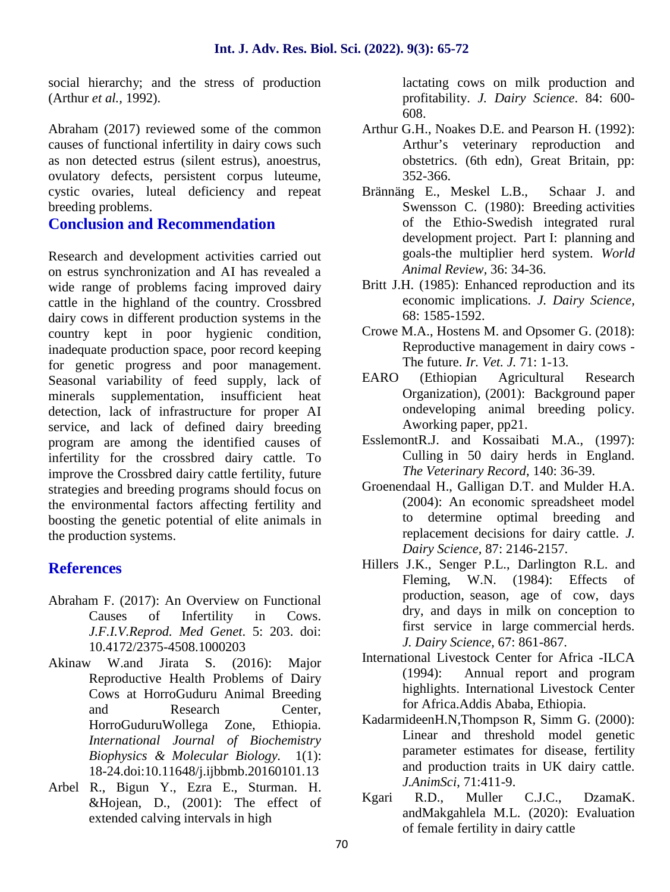social hierarchy; and the stress of production (Arthur *et al.,* 1992).

Abraham (2017) reviewed some of the common causes of functional infertility in dairy cows such as non detected estrus (silent estrus), anoestrus, ovulatory defects, persistent corpus luteume, cystic ovaries, luteal deficiency and repeat breeding problems.

## Conclusion and Recommendation

Research and development activities carried out on estrus synchronization and AI has revealed a wide range of problems facing improved dairy cattle in the highland of the country. Crossbred dairy cows in different production systems in the country kept in poor hygienic condition, inadequate production space, poor record keeping for genetic progress and poor management. Seasonal variability of feed supply, lack of minerals supplementation, insufficient heat detection, lack of infrastructure for proper AI service, and lack of defined dairy breeding program are among the identified causes of infertility for the crossbred dairy cattle. To improve the Crossbred dairy cattle fertility, future strategies and breeding programs should focus on the environmental factors affecting fertility and boosting the genetic potential of elite animals in the production systems.

## References

Abraham F. (2017): An Overview on Functional Causes of Infertility in Cows. *J.F.I.V.Reprod. Med Genet*. 5: 203. doi: 10.4172/2375-4508.1000203

Akinaw W.and Jirata S. (2016): Major Reproductive Health Problems of Dairy Cows at HorroGuduru Animal Breeding and Research Center, HorroGuduruWollega Zone, Ethiopia. *International Journal of Biochemistry Biophysics & Molecular Biology.* 1(1): 18-24.doi:10.11648/j.ijbbmb.20160101.13

Arbel R., Bigun Y., Ezra E., Sturman. H. &Hojean, D., (2001): The effect of extended calving intervals in high lactating cows on milk production and profitability. *J. Dairy Science*. 84: 600-608.

Arthur G.H., Noakes D.E. and Pearson H. (1992): Arthur's veterinary reproduction and obstetrics. (6th edn), Great Britain, pp: 352-366.

Brännäng E., Meskel L.B., Schaar J. and Swensson C. (1980): Breeding activities of the Ethio-Swedish integrated rural development project. Part I: planning and goals-the multiplier herd system. *World Animal Review,* 36: 34-36.

Britt J.H. (1985): Enhanced reproduction and its economic implications. *J. Dairy Science,* 68: 1585-1592.

Crowe M.A., Hostens M. and Opsomer G. (2018): Reproductive management in dairy cows - The future. *Ir. Vet. J.* 71: 1-13.

EARO (Ethiopian Agricultural Research Organization), (2001): Background paper ondeveloping animal breeding policy. Aworking paper, pp21.

EsslemontR.J. and Kossaibati M.A., (1997): Culling in 50 dairy herds in England. *The Veterinary Record,* 140: 36-39.

Groenendaal H., Galligan D.T. and Mulder H.A. (2004): An economic spreadsheet model to determine optimal breeding and replacement decisions for dairy cattle. *J. Dairy Science,* 87: 2146-2157.

Hillers J.K., Senger P.L., Darlington R.L. and Fleming, W.N. (1984): Effects of production, season, age of cow, days dry, and days in milk on conception to first service in large commercial herds. *J. Dairy Science,* 67: 861-867.

International Livestock Center for Africa -ILCA (1994): Annual report and program highlights. International Livestock Center for Africa.Addis Ababa, Ethiopia.

KadarmideenH.N,Thompson R, Simm G. (2000): Linear and threshold model genetic parameter estimates for disease, fertility and production traits in UK dairy cattle. *J.AnimSci,* 71:411-9.

Kgari R.D., Muller C.J.C., DzamaK. andMakgahlela M.L. (2020): Evaluation of female fertility in dairy cattle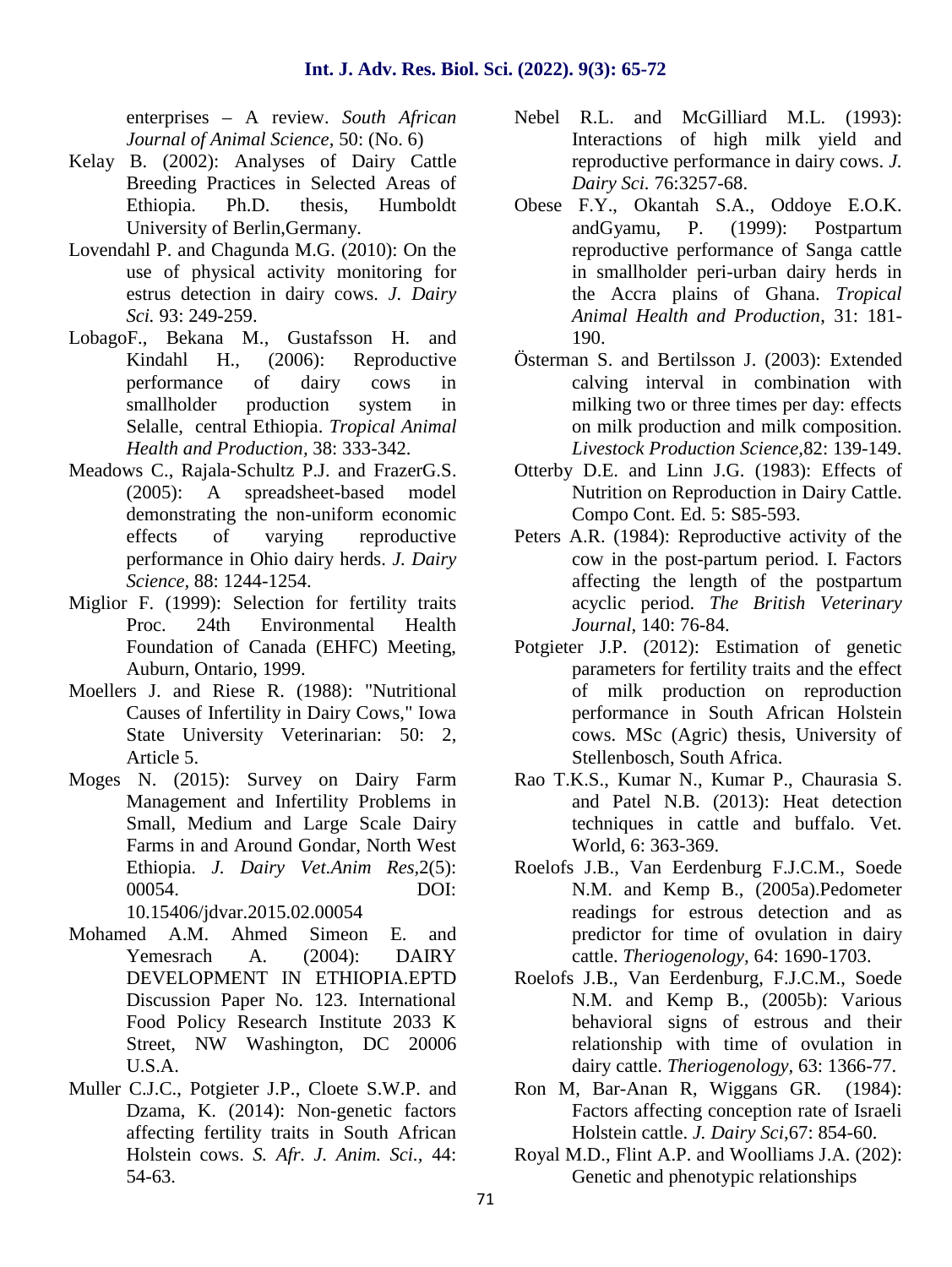enterprises – A review. *South African Journal of Animal Science,* 50: (No. 6)

Kelay B. (2002): Analyses of Dairy Cattle Breeding Practices in Selected Areas of Ethiopia. Ph.D. thesis, Humboldt University of Berlin,Germany.

Lovendahl P. and Chagunda M.G. (2010): On the use of physical activity monitoring for estrus detection in dairy cows. *J. Dairy Sci.* 93: 249-259.

LobagoF., Bekana M., Gustafsson H. and Kindahl H., (2006): Reproductive performance of dairy cows in smallholder production system in Selalle, central Ethiopia. *Tropical Animal Health and Production,* 38: 333-342.

Meadows C., Rajala-Schultz P.J. and FrazerG.S. (2005): A spreadsheet-based model demonstrating the non-uniform economic effects of varying reproductive performance in Ohio dairy herds. *J. Dairy Science,* 88: 1244-1254.

Miglior F. (1999): Selection for fertility traits Proc. 24th Environmental Health Foundation of Canada (EHFC) Meeting, Auburn, Ontario, 1999.

Moellers J. and Riese R. (1988): "Nutritional Causes of Infertility in Dairy Cows," Iowa State University Veterinarian: 50: 2, Article 5.

Moges N. (2015): Survey on Dairy Farm Management and Infertility Problems in Small, Medium and Large Scale Dairy Farms in and Around Gondar, North West Ethiopia. *J. Dairy Vet.Anim Res,*2(5): 00054. DOI: 10.15406/jdvar.2015.02.00054

Mohamed A.M. Ahmed Simeon E. and Yemesrach A. (2004): DAIRY DEVELOPMENT IN ETHIOPIA.EPTD Discussion Paper No. 123. International Food Policy Research Institute 2033 K Street, NW Washington, DC 20006 U.S.A.

Muller C.J.C., Potgieter J.P., Cloete S.W.P. and Dzama, K. (2014): Non-genetic factors affecting fertility traits in South African Holstein cows. *S. Afr. J. Anim. Sci.,* 44: 54-63.

Nebel R.L. and McGilliard M.L. (1993): Interactions of high milk yield and reproductive performance in dairy cows. *J. Dairy Sci*. 76:3257-68.

Obese F.Y., Okantah S.A., Oddoye E.O.K. andGyamu, P. (1999): Postpartum reproductive performance of Sanga cattle in smallholder peri-urban dairy herds in the Accra plains of Ghana. *Tropical Animal Health and Production*, 31: 181-190.

Österman S. and Bertilsson J. (2003): Extended calving interval in combination with milking two or three times per day: effects on milk production and milk composition. *Livestock Production Science,*82: 139-149.

Otterby D.E. and Linn J.G. (1983): Effects of Nutrition on Reproduction in Dairy Cattle. Compo Cont. Ed. 5: S85-593.

Peters A.R. (1984): Reproductive activity of the cow in the post-partum period. I. Factors affecting the length of the postpartum acyclic period. *The British Veterinary Journal,* 140: 76-84.

Potgieter J.P. (2012): Estimation of genetic parameters for fertility traits and the effect of milk production on reproduction performance in South African Holstein cows. MSc (Agric) thesis, University of Stellenbosch, South Africa.

Rao T.K.S., Kumar N., Kumar P., Chaurasia S. and Patel N.B. (2013): Heat detection techniques in cattle and buffalo. Vet. World, 6: 363-369.

Roelofs J.B., Van Eerdenburg F.J.C.M., Soede N.M. and Kemp B., (2005a).Pedometer readings for estrous detection and as predictor for time of ovulation in dairy cattle. *Theriogenology,* 64: 1690-1703.

Roelofs J.B., Van Eerdenburg, F.J.C.M., Soede N.M. and Kemp B., (2005b): Various behavioral signs of estrous and their relationship with time of ovulation in dairy cattle. *Theriogenology,* 63: 1366-77.

Ron M, Bar-Anan R, Wiggans GR. (1984): Factors affecting conception rate of Israeli Holstein cattle. *J. Dairy Sci*,67: 854-60.

Royal M.D., Flint A.P. and Woolliams J.A. (202): Genetic and phenotypic relationships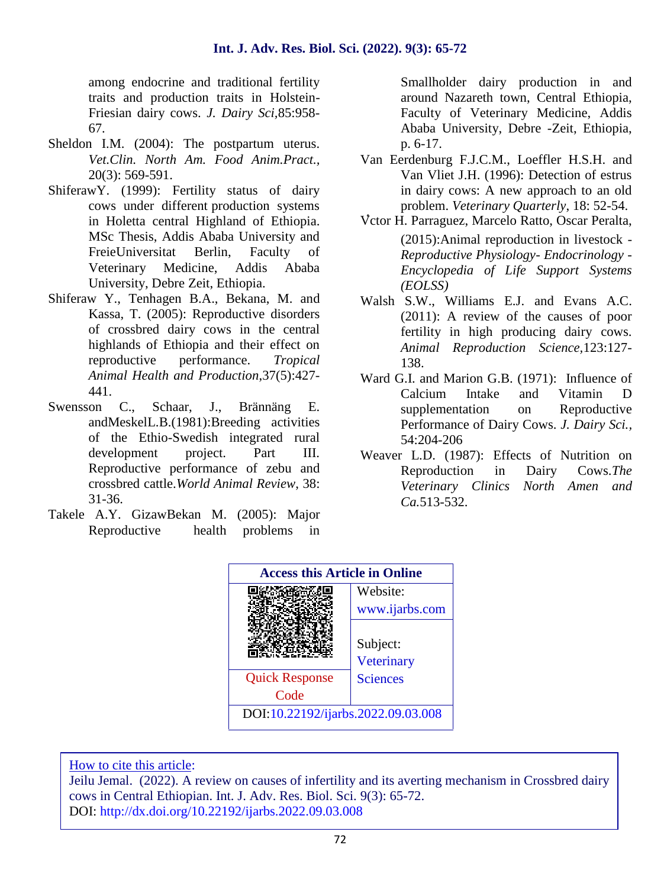among endocrine and traditional fertility traits and production traits in Holstein-Friesian dairy cows. *J. Dairy Sci*,85:958-67.

Sheldon I.M. (2004): The postpartum uterus. *Vet.Clin. North Am. Food Anim.Pract.*, 20(3): 569-591.

ShiferawY. (1999): Fertility status of dairy cows under different production systems in Holetta central Highland of Ethiopia. MSc Thesis, Addis Ababa University and FreieUniversitat Berlin, Faculty of Veterinary Medicine, Addis Ababa University, Debre Zeit, Ethiopia.

Shiferaw Y., Tenhagen B.A., Bekana, M. and Kassa, T. (2005): Reproductive disorders of crossbred dairy cows in the central highlands of Ethiopia and their effect on reproductive performance. *Tropical Animal Health and Production*,37(5):427-441.

Swensson C., Schaar, J., Brännäng E. andMeskelL.B.(1981):Breeding activities of the Ethio-Swedish integrated rural development project. Part III. Reproductive performance of zebu and crossbred cattle.*World Animal Review*, 38: 31-36.

Takele A.Y. GizawBekan M. (2005): Major Reproductive health problems in Smallholder dairy production in and around Nazareth town, Central Ethiopia, Faculty of Veterinary Medicine, Addis Ababa University, Debre -Zeit, Ethiopia, p. 6-17.

Van Eerdenburg F.J.C.M., Loeffler H.S.H. and Van Vliet J.H. (1996): Detection of estrus in dairy cows: A new approach to an old problem. *Veterinary Quarterly*, 18: 52-54.

V́ctor H. Parraguez, Marcelo Ratto, Oscar Peralta, (2015):Animal reproduction in livestock - *Reproductive Physiology- Endocrinology - Encyclopedia of Life Support Systems (EOLSS)*

Walsh S.W., Williams E.J. and Evans A.C. (2011): A review of the causes of poor fertility in high producing dairy cows. *Animal Reproduction Science*,123:127-138.

Ward G.I. and Marion G.B. (1971): Influence of Calcium Intake and Vitamin D supplementation on Reproductive Performance of Dairy Cows. *J. Dairy Sci.*, 54:204-206

Weaver L.D. (1987): Effects of Nutrition on Reproduction in Dairy Cows.*The Veterinary Clinics North Amen and Ca.*513-532.

| Access this Article in Online | |
|---|---|
| Quick Response Code | Website: www.ijarbs.com |
| | Subject: Veterinary Sciences |
| DOI:10.22192/ijarbs.2022.09.03.008 | |

How to cite this article:
Jeilu Jemal. (2022). A review on causes of infertility and its averting mechanism in Crossbred dairy cows in Central Ethiopian. Int. J. Adv. Res. Biol. Sci. 9(3): 65-72.
DOI: http://dx.doi.org/10.22192/ijarbs.2022.09.03.008